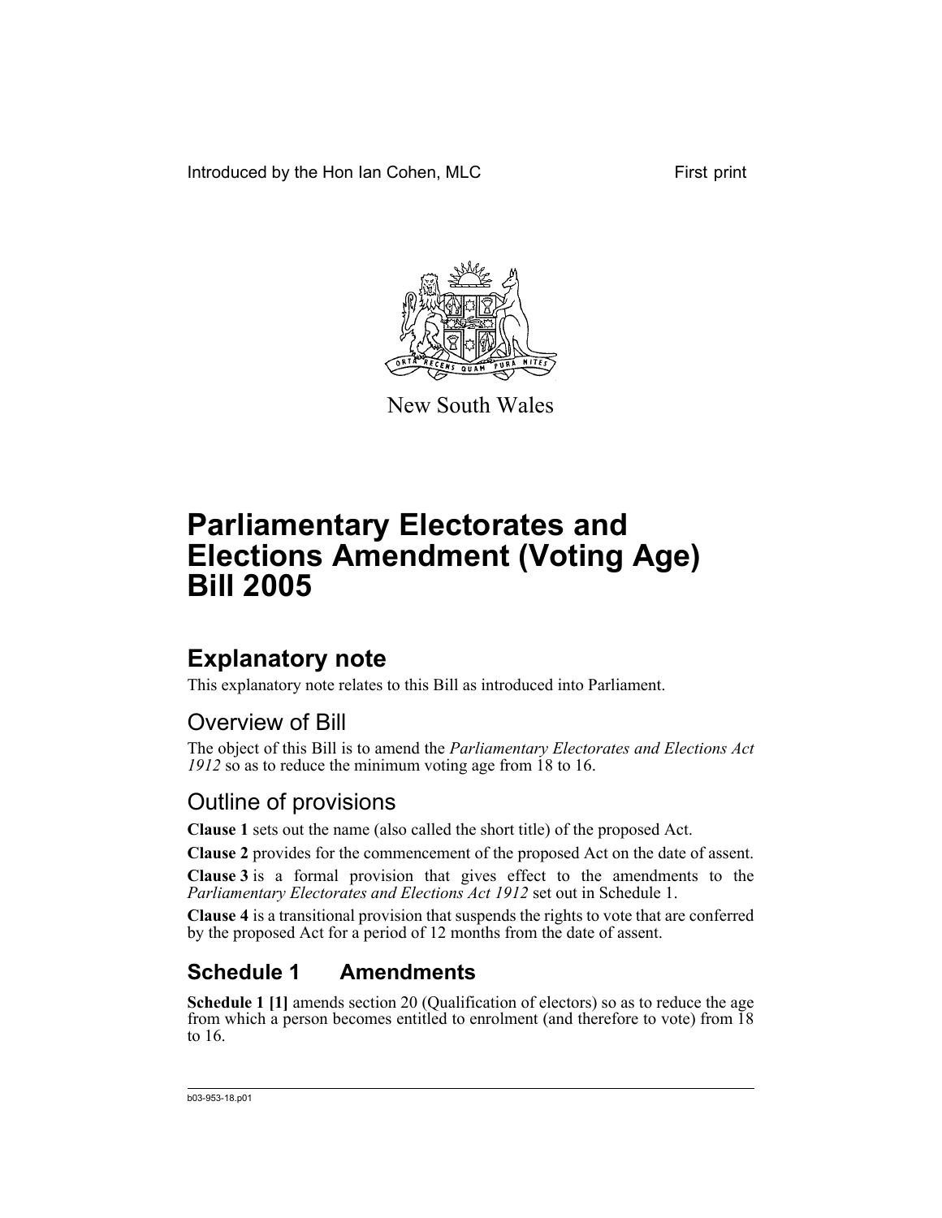Introduced by the Hon Ian Cohen, MLC

First print

New South Wales

# Parliamentary Electorates and Elections Amendment (Voting Age) Bill 2005

## Explanatory note

This explanatory note relates to this Bill as introduced into Parliament.

### Overview of Bill

The object of this Bill is to amend the *Parliamentary Electorates and Elections Act 1912* so as to reduce the minimum voting age from 18 to 16.

### Outline of provisions

**Clause 1** sets out the name (also called the short title) of the proposed Act.

**Clause 2** provides for the commencement of the proposed Act on the date of assent.

**Clause 3** is a formal provision that gives effect to the amendments to the *Parliamentary Electorates and Elections Act 1912* set out in Schedule 1.

**Clause 4** is a transitional provision that suspends the rights to vote that are conferred by the proposed Act for a period of 12 months from the date of assent.

## Schedule 1 Amendments

**Schedule 1 [1]** amends section 20 (Qualification of electors) so as to reduce the age from which a person becomes entitled to enrolment (and therefore to vote) from 18 to 16.

b03-953-18.p01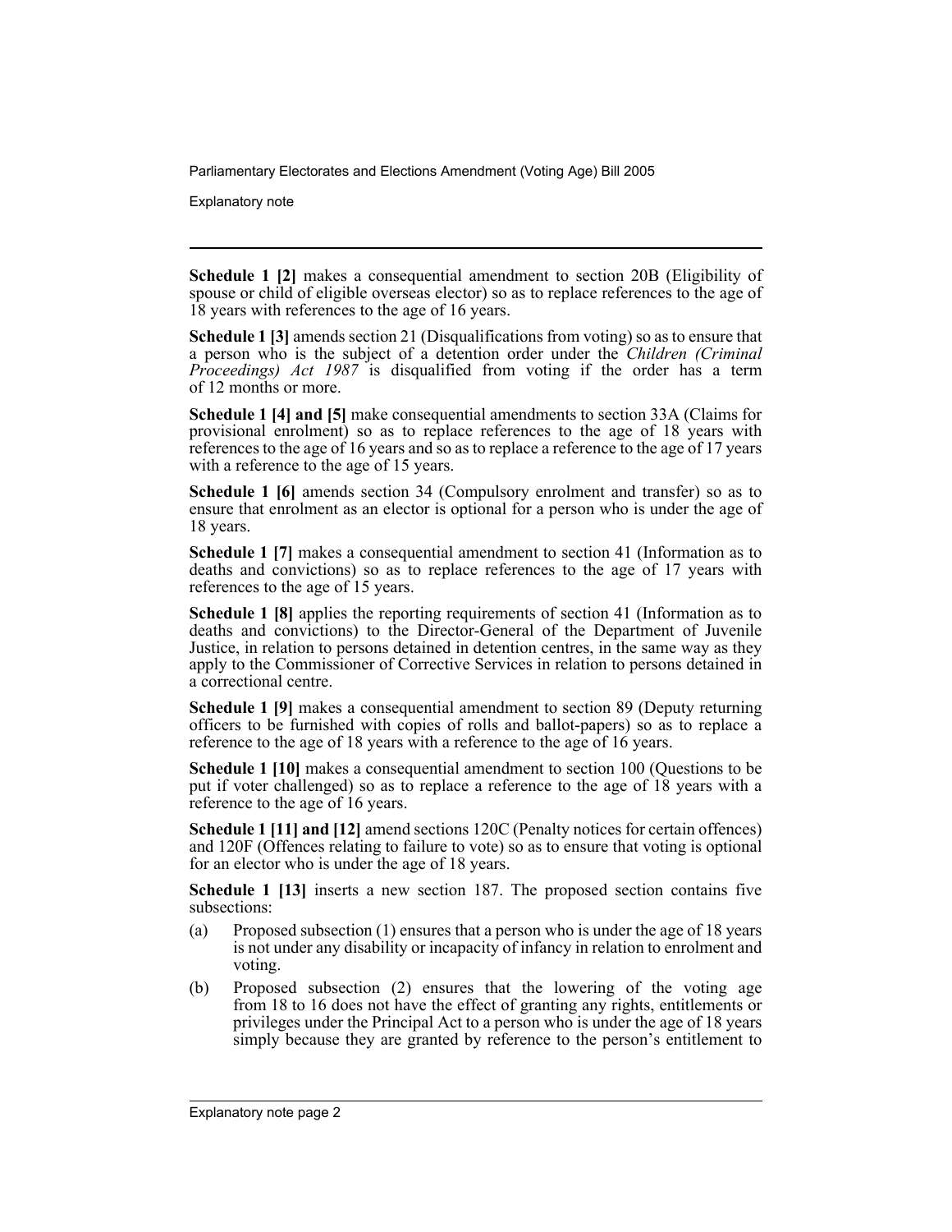**Schedule 1 [2]** makes a consequential amendment to section 20B (Eligibility of spouse or child of eligible overseas elector) so as to replace references to the age of 18 years with references to the age of 16 years.

**Schedule 1 [3]** amends section 21 (Disqualifications from voting) so as to ensure that a person who is the subject of a detention order under the *Children (Criminal Proceedings) Act 1987* is disqualified from voting if the order has a term of 12 months or more.

**Schedule 1 [4] and [5]** make consequential amendments to section 33A (Claims for provisional enrolment) so as to replace references to the age of 18 years with references to the age of 16 years and so as to replace a reference to the age of 17 years with a reference to the age of 15 years.

**Schedule 1 [6]** amends section 34 (Compulsory enrolment and transfer) so as to ensure that enrolment as an elector is optional for a person who is under the age of 18 years.

**Schedule 1 [7]** makes a consequential amendment to section 41 (Information as to deaths and convictions) so as to replace references to the age of 17 years with references to the age of 15 years.

**Schedule 1 [8]** applies the reporting requirements of section 41 (Information as to deaths and convictions) to the Director-General of the Department of Juvenile Justice, in relation to persons detained in detention centres, in the same way as they apply to the Commissioner of Corrective Services in relation to persons detained in a correctional centre.

**Schedule 1 [9]** makes a consequential amendment to section 89 (Deputy returning officers to be furnished with copies of rolls and ballot-papers) so as to replace a reference to the age of 18 years with a reference to the age of 16 years.

**Schedule 1 [10]** makes a consequential amendment to section 100 (Questions to be put if voter challenged) so as to replace a reference to the age of 18 years with a reference to the age of 16 years.

**Schedule 1 [11] and [12]** amend sections 120C (Penalty notices for certain offences) and 120F (Offences relating to failure to vote) so as to ensure that voting is optional for an elector who is under the age of 18 years.

**Schedule 1 [13]** inserts a new section 187. The proposed section contains five subsections:

(a) Proposed subsection (1) ensures that a person who is under the age of 18 years is not under any disability or incapacity of infancy in relation to enrolment and voting.

(b) Proposed subsection (2) ensures that the lowering of the voting age from 18 to 16 does not have the effect of granting any rights, entitlements or privileges under the Principal Act to a person who is under the age of 18 years simply because they are granted by reference to the person's entitlement to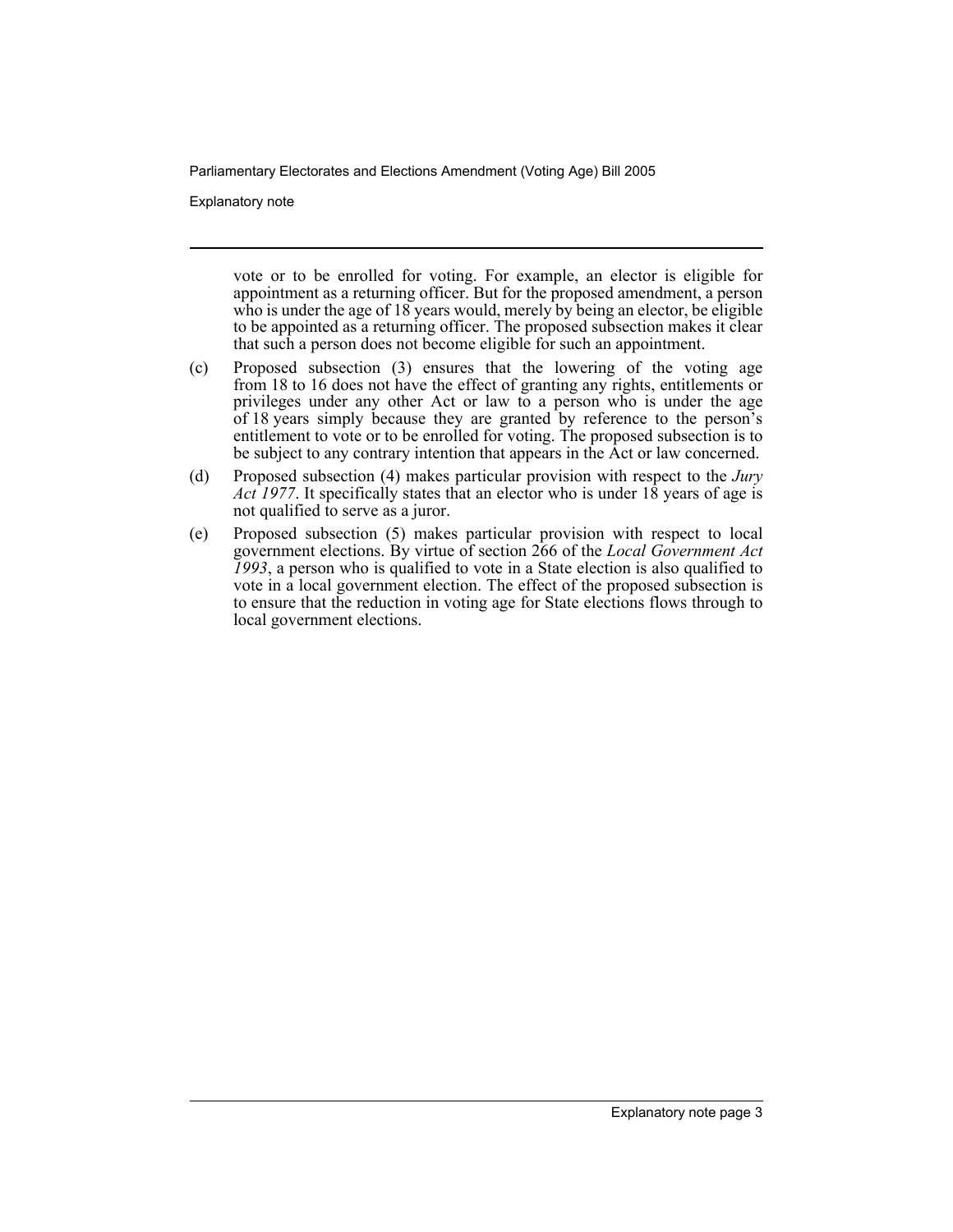vote or to be enrolled for voting. For example, an elector is eligible for appointment as a returning officer. But for the proposed amendment, a person who is under the age of 18 years would, merely by being an elector, be eligible to be appointed as a returning officer. The proposed subsection makes it clear that such a person does not become eligible for such an appointment.

(c) Proposed subsection (3) ensures that the lowering of the voting age from 18 to 16 does not have the effect of granting any rights, entitlements or privileges under any other Act or law to a person who is under the age of 18 years simply because they are granted by reference to the person's entitlement to vote or to be enrolled for voting. The proposed subsection is to be subject to any contrary intention that appears in the Act or law concerned.

(d) Proposed subsection (4) makes particular provision with respect to the *Jury Act 1977*. It specifically states that an elector who is under 18 years of age is not qualified to serve as a juror.

(e) Proposed subsection (5) makes particular provision with respect to local government elections. By virtue of section 266 of the *Local Government Act 1993*, a person who is qualified to vote in a State election is also qualified to vote in a local government election. The effect of the proposed subsection is to ensure that the reduction in voting age for State elections flows through to local government elections.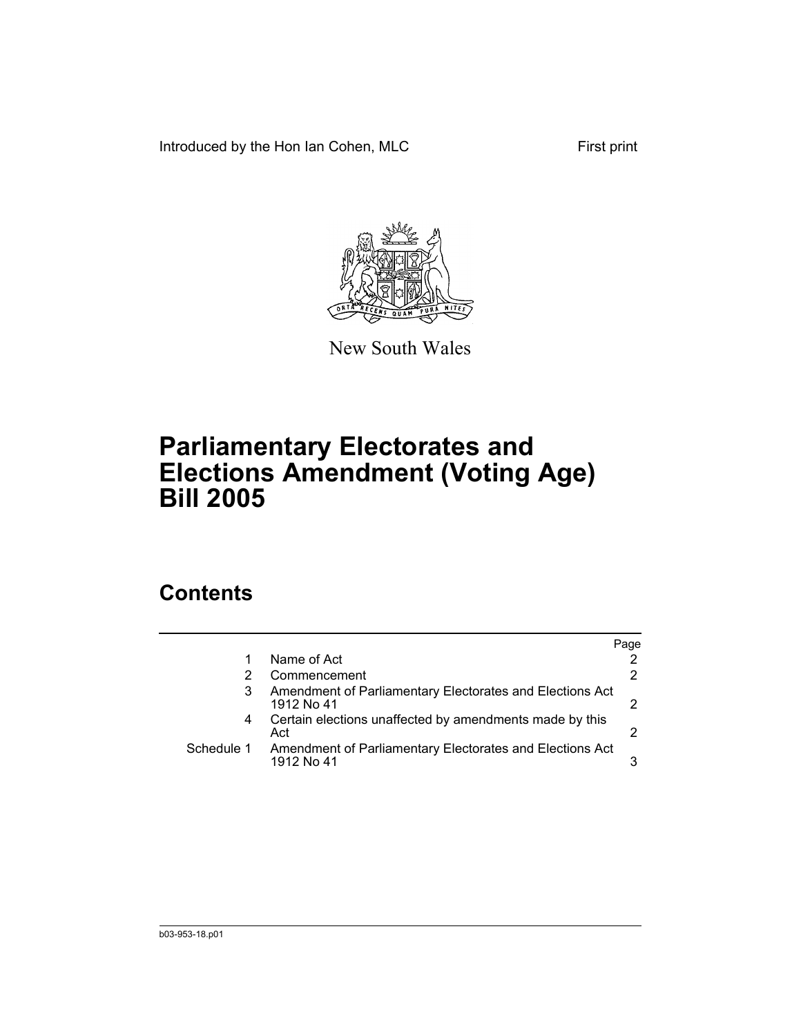Introduced by the Hon Ian Cohen, MLC

First print

New South Wales

# Parliamentary Electorates and Elections Amendment (Voting Age) Bill 2005

## Contents

| | | Page |
|---|---|---|
| 1 | Name of Act | 2 |
| 2 | Commencement | 2 |
| 3 | Amendment of Parliamentary Electorates and Elections Act 1912 No 41 | 2 |
| 4 | Certain elections unaffected by amendments made by this Act | 2 |
| Schedule 1 | Amendment of Parliamentary Electorates and Elections Act 1912 No 41 | 3 |

b03-953-18.p01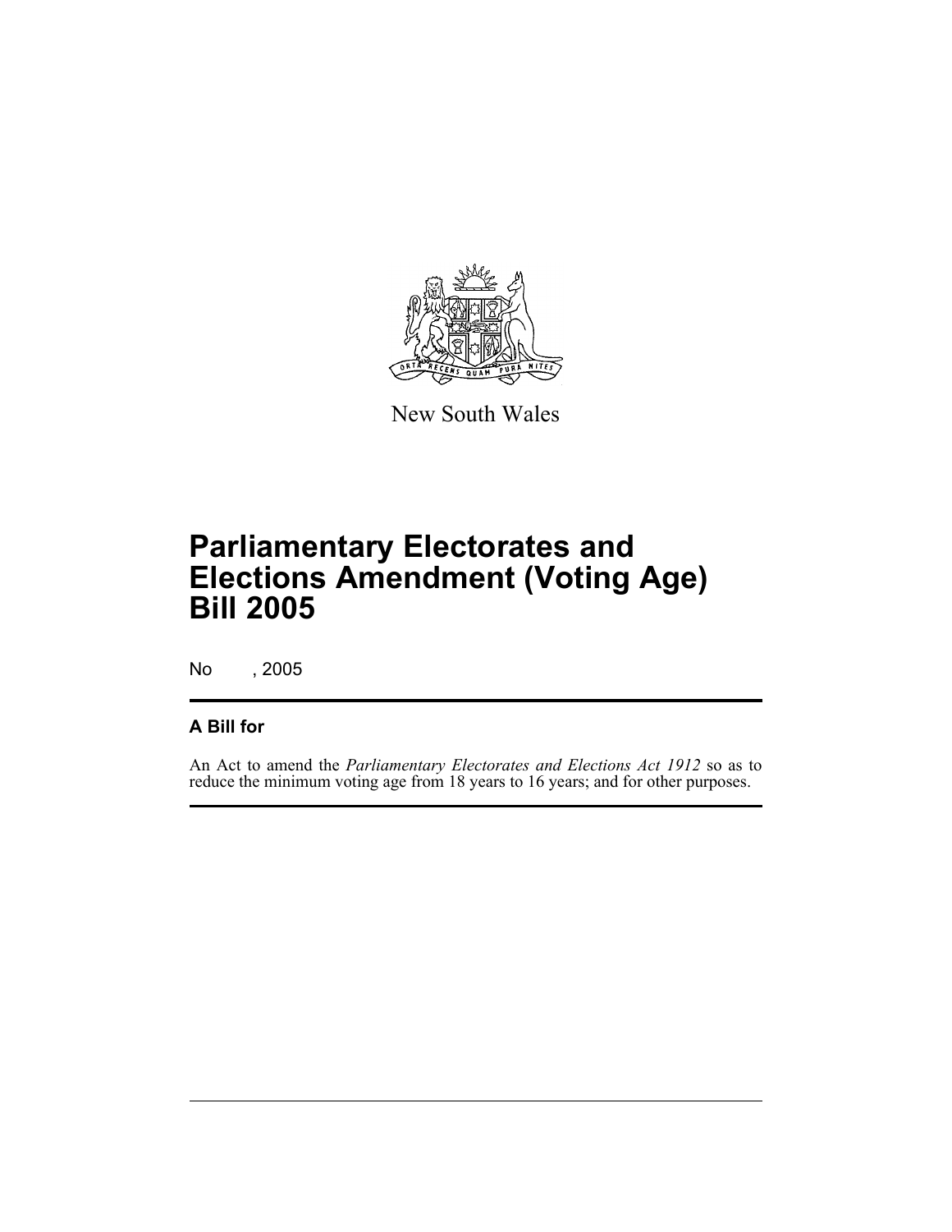New South Wales

# Parliamentary Electorates and Elections Amendment (Voting Age) Bill 2005

No , 2005

## A Bill for

An Act to amend the *Parliamentary Electorates and Elections Act 1912* so as to reduce the minimum voting age from 18 years to 16 years; and for other purposes.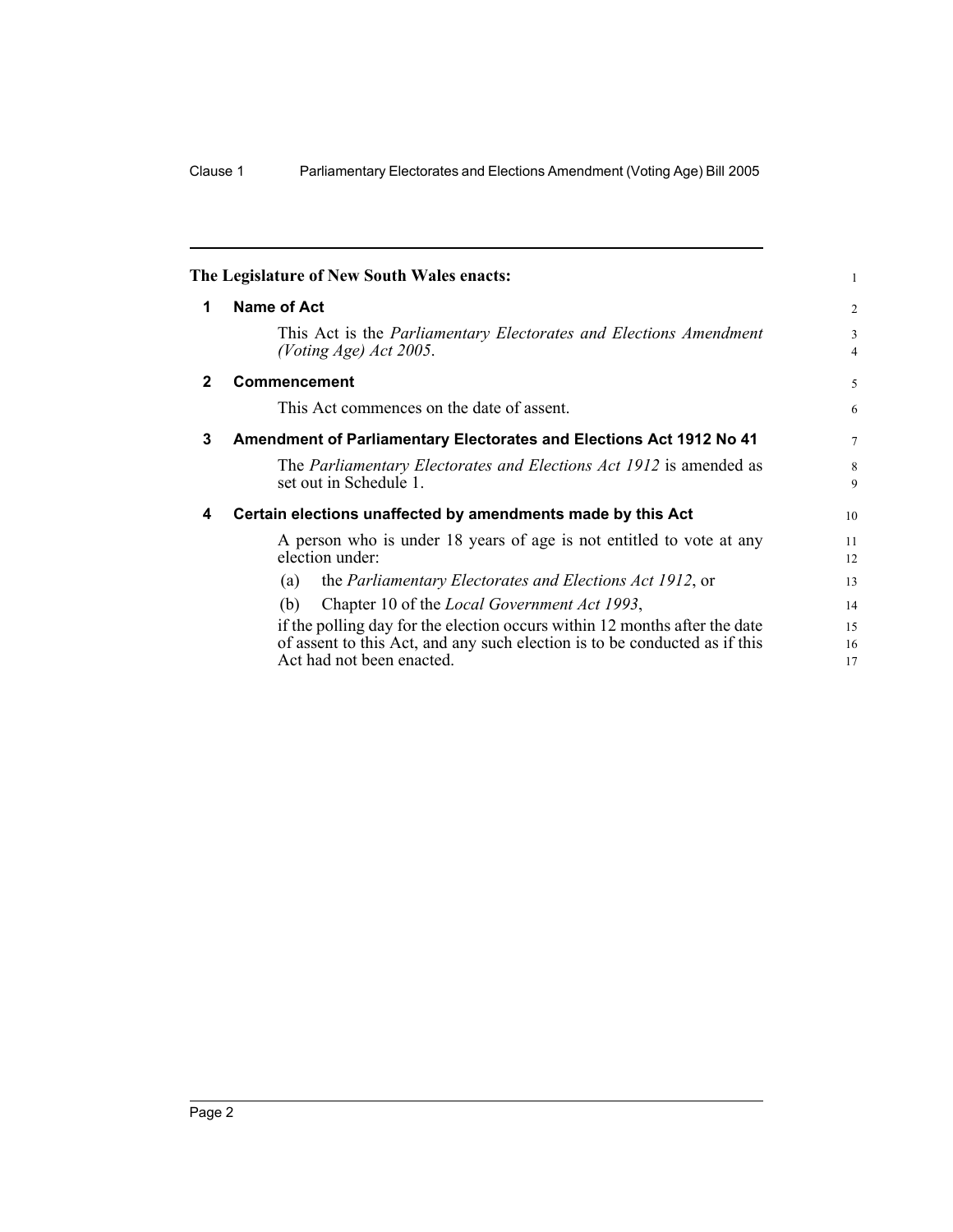**The Legislature of New South Wales enacts:**

## 1 Name of Act

This Act is the *Parliamentary Electorates and Elections Amendment (Voting Age) Act 2005*.

## 2 Commencement

This Act commences on the date of assent.

## 3 Amendment of Parliamentary Electorates and Elections Act 1912 No 41

The *Parliamentary Electorates and Elections Act 1912* is amended as set out in Schedule 1.

## 4 Certain elections unaffected by amendments made by this Act

A person who is under 18 years of age is not entitled to vote at any election under:

(a) the *Parliamentary Electorates and Elections Act 1912*, or

(b) Chapter 10 of the *Local Government Act 1993*,

if the polling day for the election occurs within 12 months after the date of assent to this Act, and any such election is to be conducted as if this Act had not been enacted.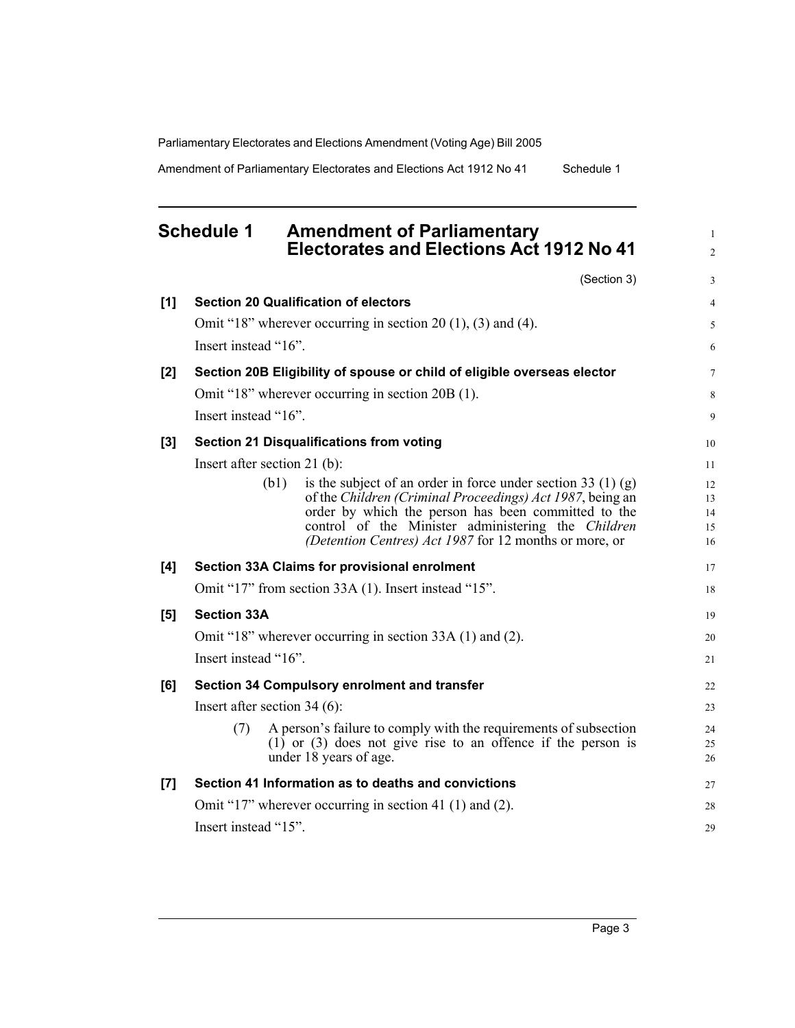# Schedule 1 Amendment of Parliamentary Electorates and Elections Act 1912 No 41

(Section 3)

**[1] Section 20 Qualification of electors**

Omit "18" wherever occurring in section 20 (1), (3) and (4).

Insert instead "16".

**[2] Section 20B Eligibility of spouse or child of eligible overseas elector**

Omit "18" wherever occurring in section 20B (1).

Insert instead "16".

**[3] Section 21 Disqualifications from voting**

Insert after section 21 (b):

> (b1) is the subject of an order in force under section 33 (1) (g) of the *Children (Criminal Proceedings) Act 1987*, being an order by which the person has been committed to the control of the Minister administering the *Children (Detention Centres) Act 1987* for 12 months or more, or

**[4] Section 33A Claims for provisional enrolment**

Omit "17" from section 33A (1). Insert instead "15".

**[5] Section 33A**

Omit "18" wherever occurring in section 33A (1) and (2).

Insert instead "16".

**[6] Section 34 Compulsory enrolment and transfer**

Insert after section 34 (6):

> (7) A person's failure to comply with the requirements of subsection (1) or (3) does not give rise to an offence if the person is under 18 years of age.

**[7] Section 41 Information as to deaths and convictions**

Omit "17" wherever occurring in section 41 (1) and (2).

Insert instead "15".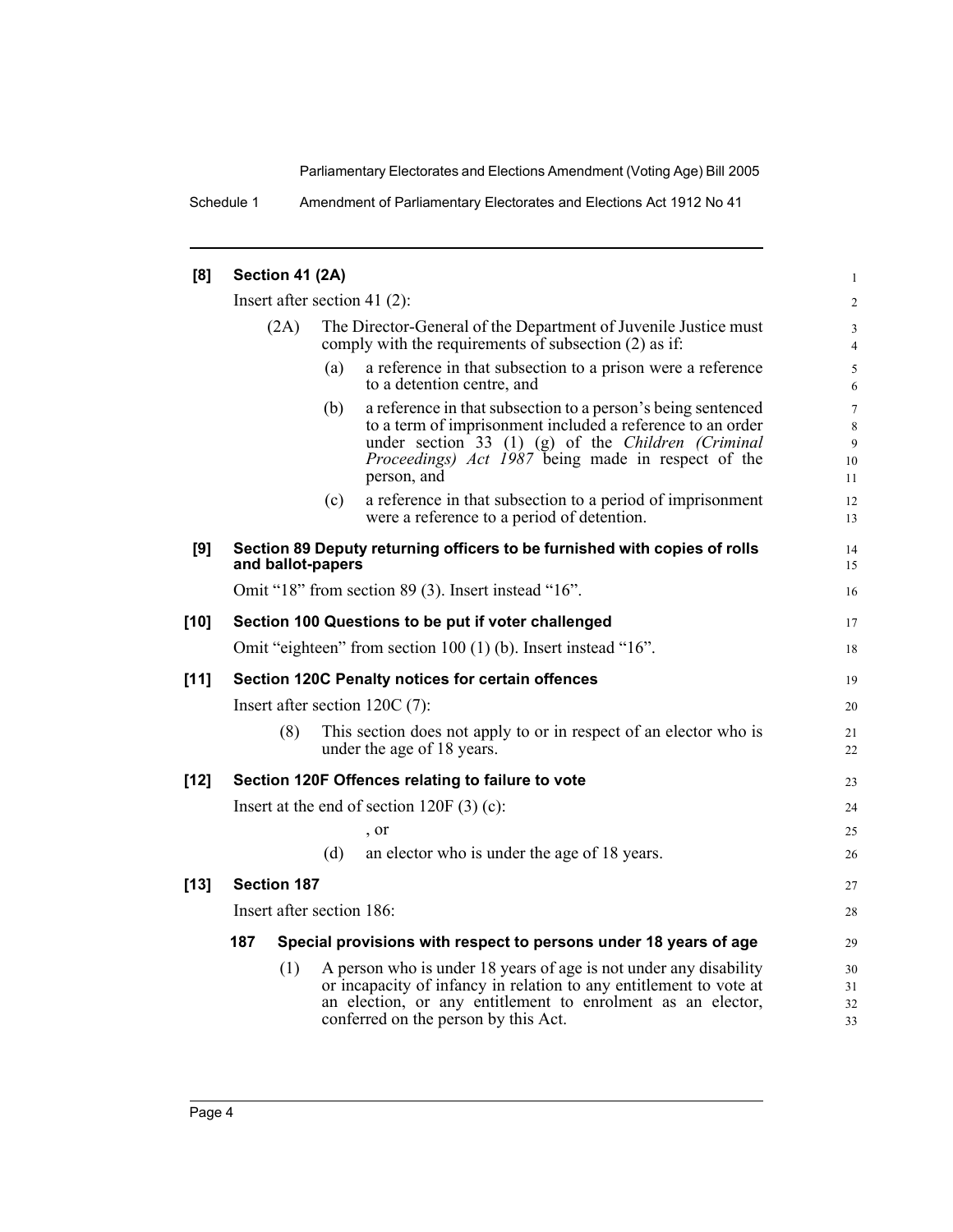**[8] Section 41 (2A)**

Insert after section 41 (2):

(2A) The Director-General of the Department of Juvenile Justice must comply with the requirements of subsection (2) as if:

(a) a reference in that subsection to a prison were a reference to a detention centre, and

(b) a reference in that subsection to a person's being sentenced to a term of imprisonment included a reference to an order under section 33 (1) (g) of the *Children (Criminal Proceedings) Act 1987* being made in respect of the person, and

(c) a reference in that subsection to a period of imprisonment were a reference to a period of detention.

**[9] Section 89 Deputy returning officers to be furnished with copies of rolls and ballot-papers**

Omit "18" from section 89 (3). Insert instead "16".

**[10] Section 100 Questions to be put if voter challenged**

Omit "eighteen" from section 100 (1) (b). Insert instead "16".

**[11] Section 120C Penalty notices for certain offences**

Insert after section 120C (7):

(8) This section does not apply to or in respect of an elector who is under the age of 18 years.

**[12] Section 120F Offences relating to failure to vote**

Insert at the end of section 120F (3) (c):

, or

(d) an elector who is under the age of 18 years.

**[13] Section 187**

Insert after section 186:

**187 Special provisions with respect to persons under 18 years of age**

(1) A person who is under 18 years of age is not under any disability or incapacity of infancy in relation to any entitlement to vote at an election, or any entitlement to enrolment as an elector, conferred on the person by this Act.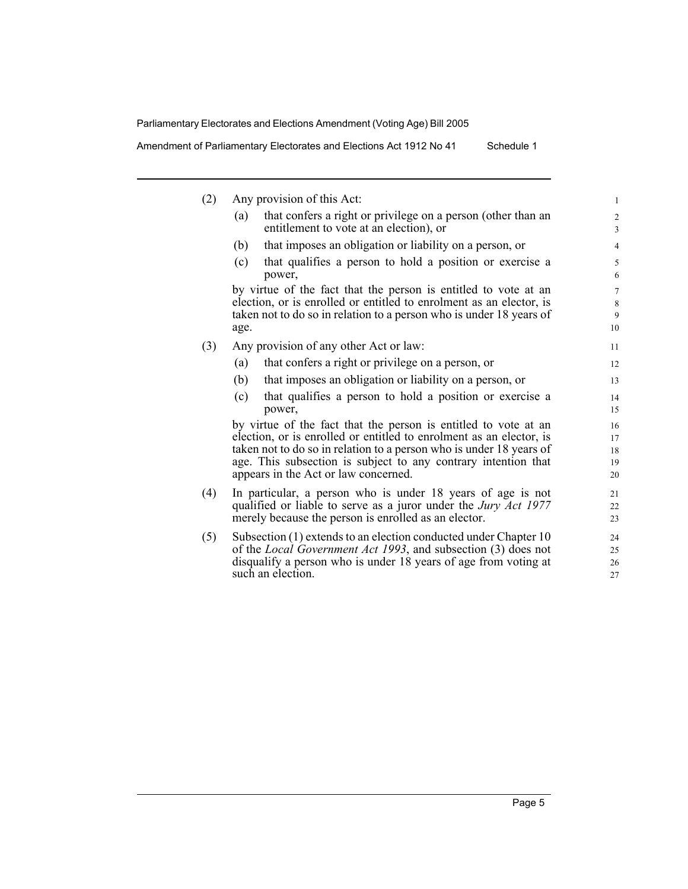(2) Any provision of this Act:

  (a) that confers a right or privilege on a person (other than an entitlement to vote at an election), or

  (b) that imposes an obligation or liability on a person, or

  (c) that qualifies a person to hold a position or exercise a power,

  by virtue of the fact that the person is entitled to vote at an election, or is enrolled or entitled to enrolment as an elector, is taken not to do so in relation to a person who is under 18 years of age.

(3) Any provision of any other Act or law:

  (a) that confers a right or privilege on a person, or

  (b) that imposes an obligation or liability on a person, or

  (c) that qualifies a person to hold a position or exercise a power,

  by virtue of the fact that the person is entitled to vote at an election, or is enrolled or entitled to enrolment as an elector, is taken not to do so in relation to a person who is under 18 years of age. This subsection is subject to any contrary intention that appears in the Act or law concerned.

(4) In particular, a person who is under 18 years of age is not qualified or liable to serve as a juror under the *Jury Act 1977* merely because the person is enrolled as an elector.

(5) Subsection (1) extends to an election conducted under Chapter 10 of the *Local Government Act 1993*, and subsection (3) does not disqualify a person who is under 18 years of age from voting at such an election.